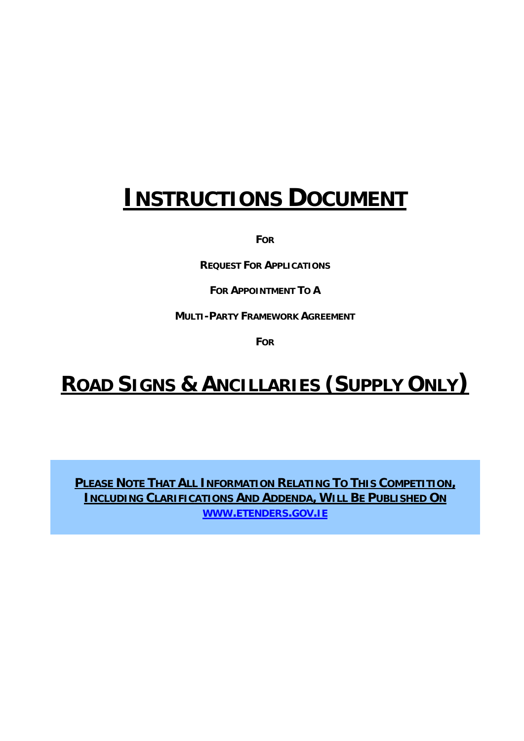# INSTRUCTIONS DOCUMENT

**FOR**

**REQUEST FOR APPLICATIONS**

**FOR APPOINTMENT TO A**

**MULTI-PARTY FRAMEWORK AGREEMENT**

**FOR**

# ROAD SIGNS & ANCILLARIES (SUPPLY ONLY)

**PLEASE NOTE THAT ALL INFORMATION RELATING TO THIS COMPETITION, INCLUDING CLARIFICATIONS AND ADDENDA, WILL BE PUBLISHED ON [WWW.ETENDERS.GOV.IE](http://www.etenders.gov.ie)**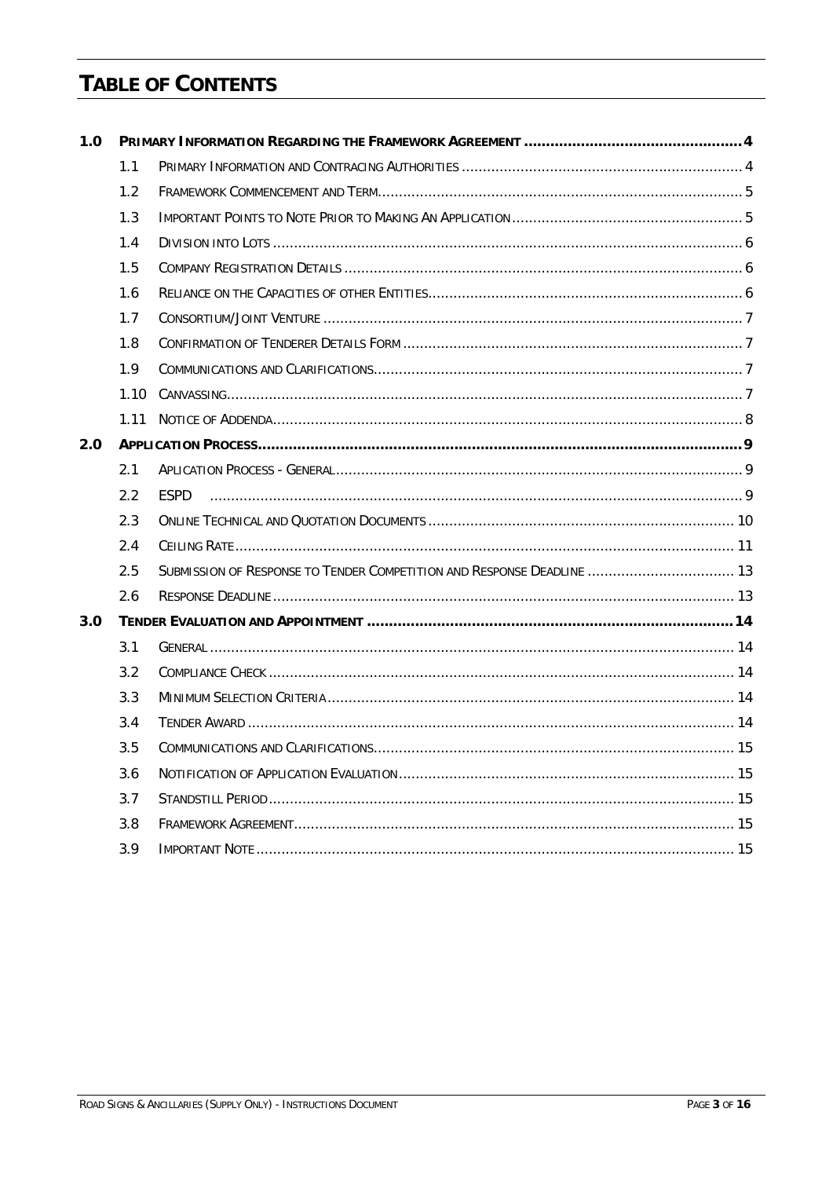# TABLE OF CONTENTS

| | | | |
|---|---|---|---|
| **1.0** | | **PRIMARY INFORMATION REGARDING THE FRAMEWORK AGREEMENT** | **4** |
| | 1.1 | PRIMARY INFORMATION AND CONTRACING AUTHORITIES | 4 |
| | 1.2 | FRAMEWORK COMMENCEMENT AND TERM | 5 |
| | 1.3 | IMPORTANT POINTS TO NOTE PRIOR TO MAKING AN APPLICATION | 5 |
| | 1.4 | DIVISION INTO LOTS | 6 |
| | 1.5 | COMPANY REGISTRATION DETAILS | 6 |
| | 1.6 | RELIANCE ON THE CAPACITIES OF OTHER ENTITIES | 6 |
| | 1.7 | CONSORTIUM/JOINT VENTURE | 7 |
| | 1.8 | CONFIRMATION OF TENDERER DETAILS FORM | 7 |
| | 1.9 | COMMUNICATIONS AND CLARIFICATIONS | 7 |
| | 1.10 | CANVASSING | 7 |
| | 1.11 | NOTICE OF ADDENDA | 8 |
| **2.0** | | **APPLICATION PROCESS** | **9** |
| | 2.1 | APLICATION PROCESS - GENERAL | 9 |
| | 2.2 | ESPD | 9 |
| | 2.3 | ONLINE TECHNICAL AND QUOTATION DOCUMENTS | 10 |
| | 2.4 | CEILING RATE | 11 |
| | 2.5 | SUBMISSION OF RESPONSE TO TENDER COMPETITION AND RESPONSE DEADLINE | 13 |
| | 2.6 | RESPONSE DEADLINE | 13 |
| **3.0** | | **TENDER EVALUATION AND APPOINTMENT** | **14** |
| | 3.1 | GENERAL | 14 |
| | 3.2 | COMPLIANCE CHECK | 14 |
| | 3.3 | MINIMUM SELECTION CRITERIA | 14 |
| | 3.4 | TENDER AWARD | 14 |
| | 3.5 | COMMUNICATIONS AND CLARIFICATIONS | 15 |
| | 3.6 | NOTIFICATION OF APPLICATION EVALUATION | 15 |
| | 3.7 | STANDSTILL PERIOD | 15 |
| | 3.8 | FRAMEWORK AGREEMENT | 15 |
| | 3.9 | IMPORTANT NOTE | 15 |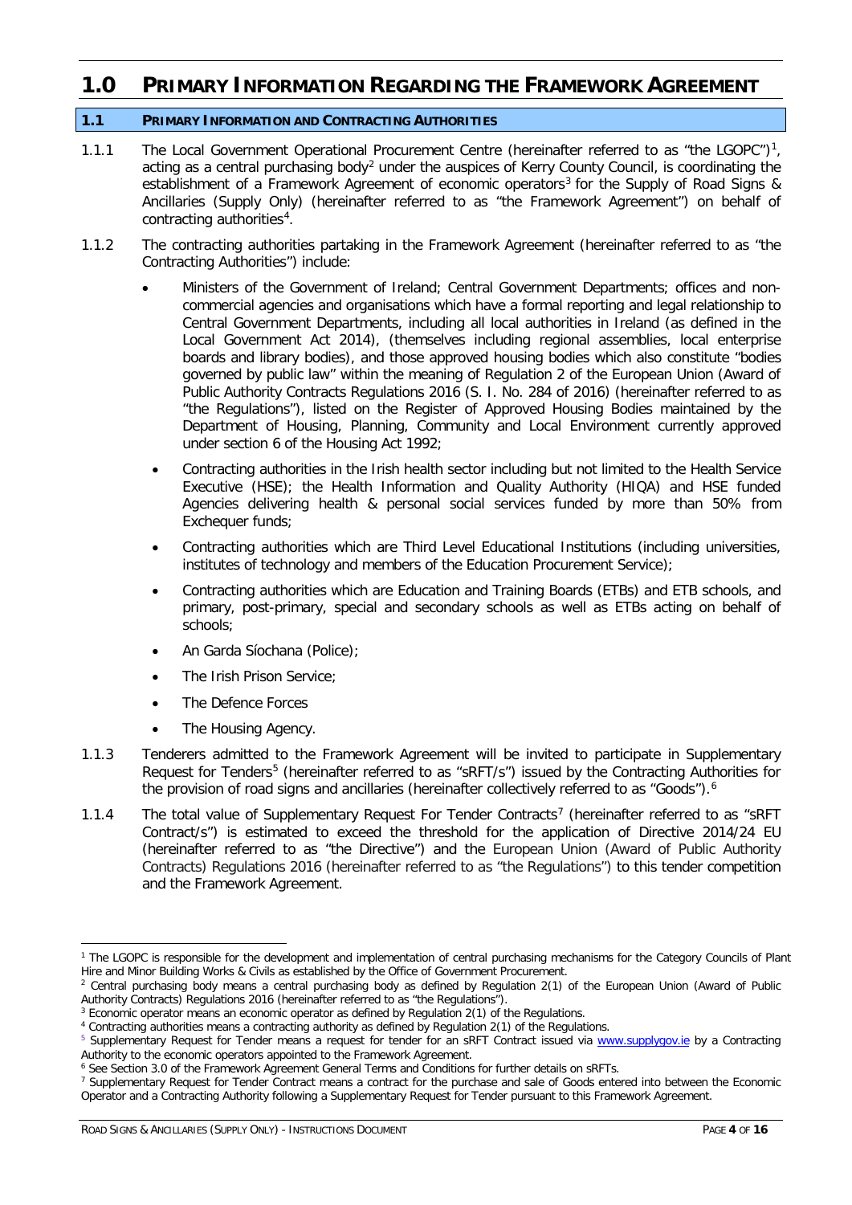# 1.0 PRIMARY INFORMATION REGARDING THE FRAMEWORK AGREEMENT

## 1.1 PRIMARY INFORMATION AND CONTRACTING AUTHORITIES

1.1.1 The Local Government Operational Procurement Centre (hereinafter referred to as "the LGOPC")[1], acting as a central purchasing body[2] under the auspices of Kerry County Council, is coordinating the establishment of a Framework Agreement of economic operators[3] for the Supply of Road Signs & Ancillaries (Supply Only) (hereinafter referred to as "the Framework Agreement") on behalf of contracting authorities[4].

1.1.2 The contracting authorities partaking in the Framework Agreement (hereinafter referred to as "the Contracting Authorities") include:

- Ministers of the Government of Ireland; Central Government Departments; offices and non-commercial agencies and organisations which have a formal reporting and legal relationship to Central Government Departments, including all local authorities in Ireland (as defined in the Local Government Act 2014), (themselves including regional assemblies, local enterprise boards and library bodies), and those approved housing bodies which also constitute "bodies governed by public law" within the meaning of Regulation 2 of the European Union (Award of Public Authority Contracts Regulations 2016 (S. I. No. 284 of 2016) (hereinafter referred to as "the Regulations"), listed on the Register of Approved Housing Bodies maintained by the Department of Housing, Planning, Community and Local Environment currently approved under section 6 of the Housing Act 1992;
- Contracting authorities in the Irish health sector including but not limited to the Health Service Executive (HSE); the Health Information and Quality Authority (HIQA) and HSE funded Agencies delivering health & personal social services funded by more than 50% from Exchequer funds;
- Contracting authorities which are Third Level Educational Institutions (including universities, institutes of technology and members of the Education Procurement Service);
- Contracting authorities which are Education and Training Boards (ETBs) and ETB schools, and primary, post-primary, special and secondary schools as well as ETBs acting on behalf of schools;
- An Garda Síochana (Police);
- The Irish Prison Service;
- The Defence Forces
- The Housing Agency.

1.1.3 Tenderers admitted to the Framework Agreement will be invited to participate in Supplementary Request for Tenders[5] (hereinafter referred to as "sRFT/s") issued by the Contracting Authorities for the provision of road signs and ancillaries (hereinafter collectively referred to as "Goods").[6]

1.1.4 The total value of Supplementary Request For Tender Contracts[7] (hereinafter referred to as "sRFT Contract/s") is estimated to exceed the threshold for the application of Directive 2014/24 EU (hereinafter referred to as "the Directive") and the European Union (Award of Public Authority Contracts) Regulations 2016 (hereinafter referred to as "the Regulations") to this tender competition and the Framework Agreement.

---

[1] The LGOPC is responsible for the development and implementation of central purchasing mechanisms for the Category Councils of Plant Hire and Minor Building Works & Civils as established by the Office of Government Procurement.

[2] Central purchasing body means a central purchasing body as defined by Regulation 2(1) of the European Union (Award of Public Authority Contracts) Regulations 2016 (hereinafter referred to as "the Regulations").

[3] Economic operator means an economic operator as defined by Regulation 2(1) of the Regulations.

[4] Contracting authorities means a contracting authority as defined by Regulation 2(1) of the Regulations.

[5] Supplementary Request for Tender means a request for tender for an sRFT Contract issued via www.supplygov.ie by a Contracting Authority to the economic operators appointed to the Framework Agreement.

[6] See Section 3.0 of the Framework Agreement General Terms and Conditions for further details on sRFTs.

[7] Supplementary Request for Tender Contract means a contract for the purchase and sale of Goods entered into between the Economic Operator and a Contracting Authority following a Supplementary Request for Tender pursuant to this Framework Agreement.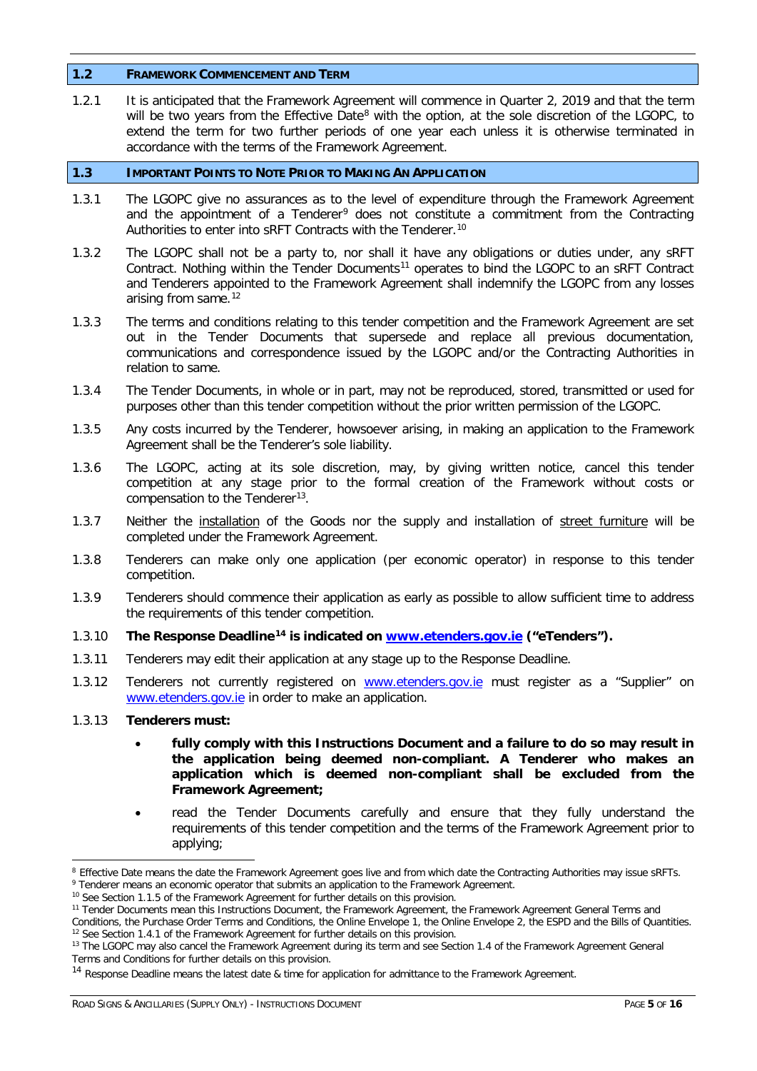## 1.2 FRAMEWORK COMMENCEMENT AND TERM

1.2.1 It is anticipated that the Framework Agreement will commence in Quarter 2, 2019 and that the term will be two years from the Effective Date[8] with the option, at the sole discretion of the LGOPC, to extend the term for two further periods of one year each unless it is otherwise terminated in accordance with the terms of the Framework Agreement.

## 1.3 IMPORTANT POINTS TO NOTE PRIOR TO MAKING AN APPLICATION

1.3.1 The LGOPC give no assurances as to the level of expenditure through the Framework Agreement and the appointment of a Tenderer[9] does not constitute a commitment from the Contracting Authorities to enter into sRFT Contracts with the Tenderer.[10]

1.3.2 The LGOPC shall not be a party to, nor shall it have any obligations or duties under, any sRFT Contract. Nothing within the Tender Documents[11] operates to bind the LGOPC to an sRFT Contract and Tenderers appointed to the Framework Agreement shall indemnify the LGOPC from any losses arising from same.[12]

1.3.3 The terms and conditions relating to this tender competition and the Framework Agreement are set out in the Tender Documents that supersede and replace all previous documentation, communications and correspondence issued by the LGOPC and/or the Contracting Authorities in relation to same.

1.3.4 The Tender Documents, in whole or in part, may not be reproduced, stored, transmitted or used for purposes other than this tender competition without the prior written permission of the LGOPC.

1.3.5 Any costs incurred by the Tenderer, howsoever arising, in making an application to the Framework Agreement shall be the Tenderer's sole liability.

1.3.6 The LGOPC, acting at its sole discretion, may, by giving written notice, cancel this tender competition at any stage prior to the formal creation of the Framework without costs or compensation to the Tenderer[13].

1.3.7 Neither the <u>installation</u> of the Goods nor the supply and installation of <u>street furniture</u> will be completed under the Framework Agreement.

1.3.8 Tenderers can make only one application (per economic operator) in response to this tender competition.

1.3.9 Tenderers should commence their application as early as possible to allow sufficient time to address the requirements of this tender competition.

1.3.10 **The Response Deadline[14] is indicated on [www.etenders.gov.ie](http://www.etenders.gov.ie) ("eTenders").**

1.3.11 Tenderers may edit their application at any stage up to the Response Deadline.

1.3.12 Tenderers not currently registered on [www.etenders.gov.ie](http://www.etenders.gov.ie) must register as a "Supplier" on [www.etenders.gov.ie](http://www.etenders.gov.ie) in order to make an application.

1.3.13 **Tenderers must:**

- **fully comply with this Instructions Document and a failure to do so may result in the application being deemed non-compliant. A Tenderer who makes an application which is deemed non-compliant shall be excluded from the Framework Agreement;**
- read the Tender Documents carefully and ensure that they fully understand the requirements of this tender competition and the terms of the Framework Agreement prior to applying;

---

[8] Effective Date means the date the Framework Agreement goes live and from which date the Contracting Authorities may issue sRFTs.

[9] Tenderer means an economic operator that submits an application to the Framework Agreement.

[10] See Section 1.1.5 of the Framework Agreement for further details on this provision.

[11] Tender Documents mean this Instructions Document, the Framework Agreement, the Framework Agreement General Terms and Conditions, the Purchase Order Terms and Conditions, the Online Envelope 1, the Online Envelope 2, the ESPD and the Bills of Quantities.

[12] See Section 1.4.1 of the Framework Agreement for further details on this provision.

[13] The LGOPC may also cancel the Framework Agreement during its term and see Section 1.4 of the Framework Agreement General Terms and Conditions for further details on this provision.

[14] Response Deadline means the latest date & time for application for admittance to the Framework Agreement.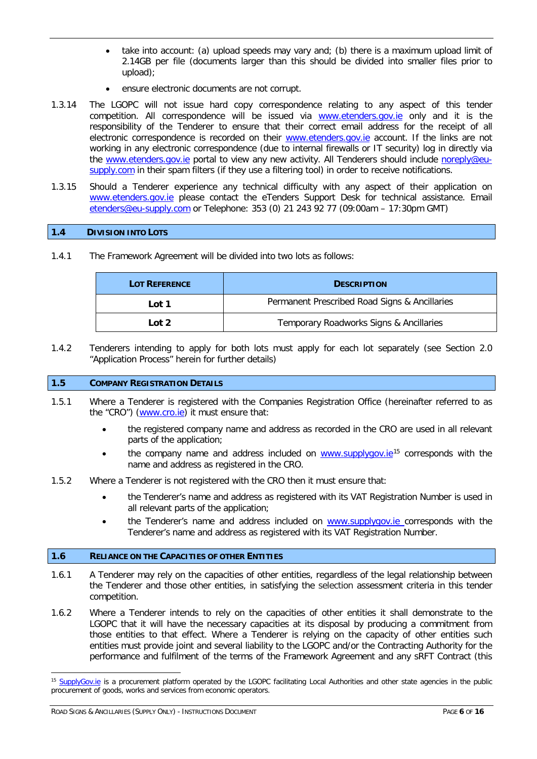- take into account: (a) upload speeds may vary and; (b) there is a maximum upload limit of 2.14GB per file (documents larger than this should be divided into smaller files prior to upload);
- ensure electronic documents are not corrupt.

1.3.14 The LGOPC will not issue hard copy correspondence relating to any aspect of this tender competition. All correspondence will be issued via www.etenders.gov.ie only and it is the responsibility of the Tenderer to ensure that their correct email address for the receipt of all electronic correspondence is recorded on their www.etenders.gov.ie account. If the links are not working in any electronic correspondence (due to internal firewalls or IT security) log in directly via the www.etenders.gov.ie portal to view any new activity. All Tenderers should include noreply@eu-supply.com in their spam filters (if they use a filtering tool) in order to receive notifications.

1.3.15 Should a Tenderer experience any technical difficulty with any aspect of their application on www.etenders.gov.ie please contact the eTenders Support Desk for technical assistance. Email etenders@eu-supply.com or Telephone: 353 (0) 21 243 92 77 (09:00am – 17:30pm GMT)

## 1.4 Division into Lots

1.4.1 The Framework Agreement will be divided into two lots as follows:

| Lot Reference | Description |
|---|---|
| **Lot 1** | Permanent Prescribed Road Signs & Ancillaries |
| **Lot 2** | Temporary Roadworks Signs & Ancillaries |

1.4.2 Tenderers intending to apply for both lots must apply for each lot separately (see Section 2.0 "Application Process" herein for further details)

## 1.5 Company Registration Details

1.5.1 Where a Tenderer is registered with the Companies Registration Office (hereinafter referred to as the "CRO") (www.cro.ie) it must ensure that:

- the registered company name and address as recorded in the CRO are used in all relevant parts of the application;
- the company name and address included on www.supplygov.ie[15] corresponds with the name and address as registered in the CRO.

1.5.2 Where a Tenderer is not registered with the CRO then it must ensure that:

- the Tenderer's name and address as registered with its VAT Registration Number is used in all relevant parts of the application;
- the Tenderer's name and address included on www.supplygov.ie corresponds with the Tenderer's name and address as registered with its VAT Registration Number.

## 1.6 Reliance on the Capacities of other Entities

1.6.1 A Tenderer may rely on the capacities of other entities, regardless of the legal relationship between the Tenderer and those other entities, in satisfying the selection assessment criteria in this tender competition.

1.6.2 Where a Tenderer intends to rely on the capacities of other entities it shall demonstrate to the LGOPC that it will have the necessary capacities at its disposal by producing a commitment from those entities to that effect. Where a Tenderer is relying on the capacity of other entities such entities must provide joint and several liability to the LGOPC and/or the Contracting Authority for the performance and fulfilment of the terms of the Framework Agreement and any sRFT Contract (this

[15] SupplyGov.ie is a procurement platform operated by the LGOPC facilitating Local Authorities and other state agencies in the public procurement of goods, works and services from economic operators.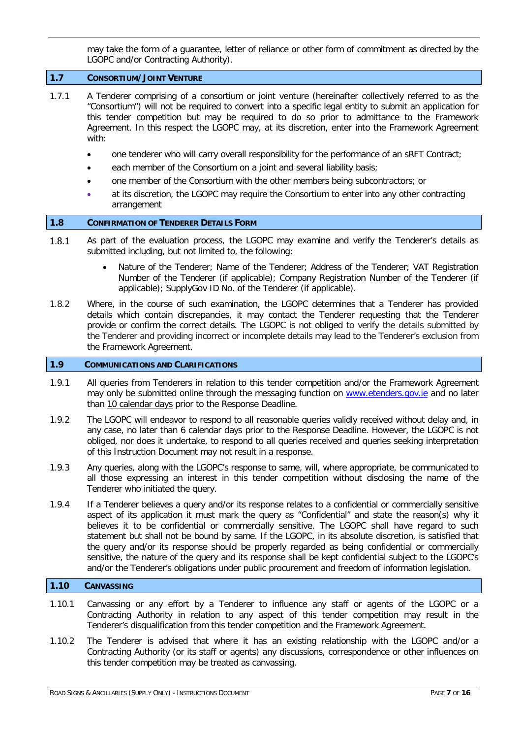may take the form of a guarantee, letter of reliance or other form of commitment as directed by the LGOPC and/or Contracting Authority).

## 1.7 CONSORTIUM/JOINT VENTURE

1.7.1 A Tenderer comprising of a consortium or joint venture (hereinafter collectively referred to as the "Consortium") will not be required to convert into a specific legal entity to submit an application for this tender competition but may be required to do so prior to admittance to the Framework Agreement. In this respect the LGOPC may, at its discretion, enter into the Framework Agreement with:

- one tenderer who will carry overall responsibility for the performance of an sRFT Contract;
- each member of the Consortium on a joint and several liability basis;
- one member of the Consortium with the other members being subcontractors; or
- at its discretion, the LGOPC may require the Consortium to enter into any other contracting arrangement

## 1.8 CONFIRMATION OF TENDERER DETAILS FORM

1.8.1 As part of the evaluation process, the LGOPC may examine and verify the Tenderer's details as submitted including, but not limited to, the following:

- Nature of the Tenderer; Name of the Tenderer; Address of the Tenderer; VAT Registration Number of the Tenderer (if applicable); Company Registration Number of the Tenderer (if applicable); SupplyGov ID No. of the Tenderer (if applicable).

1.8.2 Where, in the course of such examination, the LGOPC determines that a Tenderer has provided details which contain discrepancies, it may contact the Tenderer requesting that the Tenderer provide or confirm the correct details. The LGOPC is not obliged to verify the details submitted by the Tenderer and providing incorrect or incomplete details may lead to the Tenderer's exclusion from the Framework Agreement.

## 1.9 COMMUNICATIONS AND CLARIFICATIONS

1.9.1 All queries from Tenderers in relation to this tender competition and/or the Framework Agreement may only be submitted online through the messaging function on [www.etenders.gov.ie](http://www.etenders.gov.ie) and no later than 10 calendar days prior to the Response Deadline.

1.9.2 The LGOPC will endeavor to respond to all reasonable queries validly received without delay and, in any case, no later than 6 calendar days prior to the Response Deadline. However, the LGOPC is not obliged, nor does it undertake, to respond to all queries received and queries seeking interpretation of this Instruction Document may not result in a response.

1.9.3 Any queries, along with the LGOPC's response to same, will, where appropriate, be communicated to all those expressing an interest in this tender competition without disclosing the name of the Tenderer who initiated the query.

1.9.4 If a Tenderer believes a query and/or its response relates to a confidential or commercially sensitive aspect of its application it must mark the query as "Confidential" and state the reason(s) why it believes it to be confidential or commercially sensitive. The LGOPC shall have regard to such statement but shall not be bound by same. If the LGOPC, in its absolute discretion, is satisfied that the query and/or its response should be properly regarded as being confidential or commercially sensitive, the nature of the query and its response shall be kept confidential subject to the LGOPC's and/or the Tenderer's obligations under public procurement and freedom of information legislation.

## 1.10 CANVASSING

1.10.1 Canvassing or any effort by a Tenderer to influence any staff or agents of the LGOPC or a Contracting Authority in relation to any aspect of this tender competition may result in the Tenderer's disqualification from this tender competition and the Framework Agreement.

1.10.2 The Tenderer is advised that where it has an existing relationship with the LGOPC and/or a Contracting Authority (or its staff or agents) any discussions, correspondence or other influences on this tender competition may be treated as canvassing.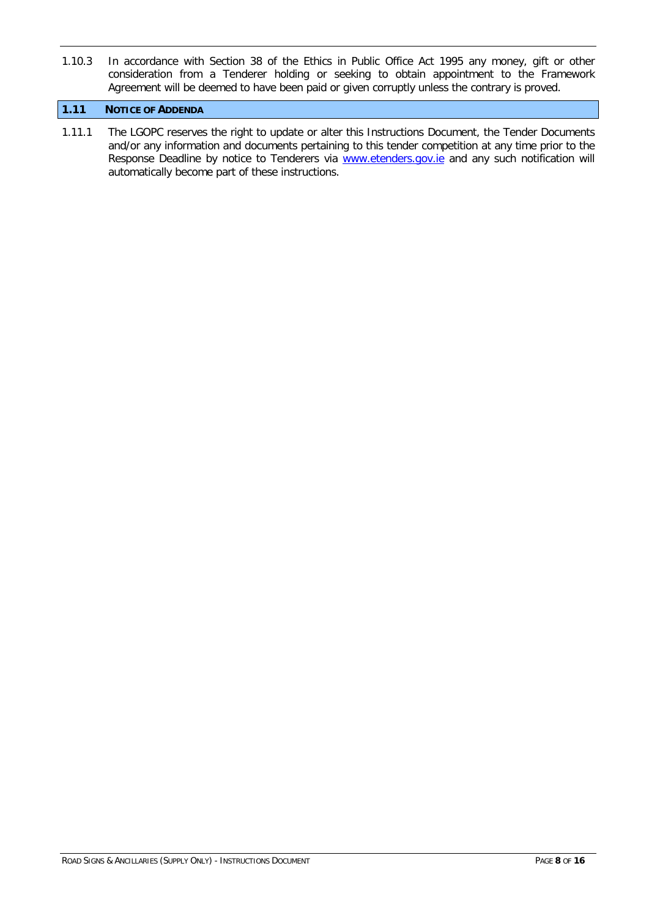1.10.3 In accordance with Section 38 of the Ethics in Public Office Act 1995 any money, gift or other consideration from a Tenderer holding or seeking to obtain appointment to the Framework Agreement will be deemed to have been paid or given corruptly unless the contrary is proved.

## 1.11 NOTICE OF ADDENDA

1.11.1 The LGOPC reserves the right to update or alter this Instructions Document, the Tender Documents and/or any information and documents pertaining to this tender competition at any time prior to the Response Deadline by notice to Tenderers via [www.etenders.gov.ie](http://www.etenders.gov.ie) and any such notification will automatically become part of these instructions.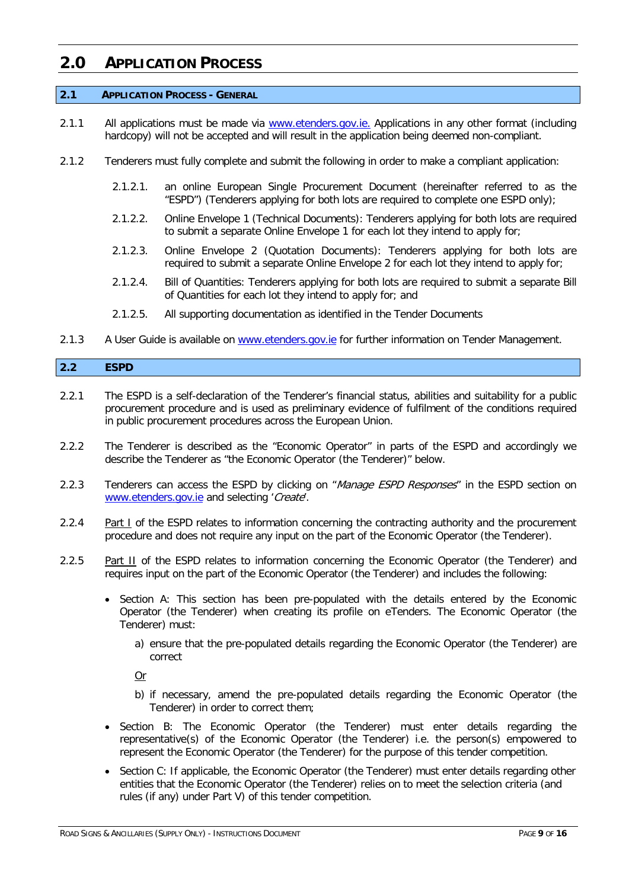# 2.0 APPLICATION PROCESS

## 2.1 APPLICATION PROCESS - GENERAL

2.1.1 All applications must be made via www.etenders.gov.ie. Applications in any other format (including hardcopy) will not be accepted and will result in the application being deemed non-compliant.

2.1.2 Tenderers must fully complete and submit the following in order to make a compliant application:

2.1.2.1. an online European Single Procurement Document (hereinafter referred to as the "ESPD") (Tenderers applying for both lots are required to complete one ESPD only);

2.1.2.2. Online Envelope 1 (Technical Documents): Tenderers applying for both lots are required to submit a separate Online Envelope 1 for each lot they intend to apply for;

2.1.2.3. Online Envelope 2 (Quotation Documents): Tenderers applying for both lots are required to submit a separate Online Envelope 2 for each lot they intend to apply for;

2.1.2.4. Bill of Quantities: Tenderers applying for both lots are required to submit a separate Bill of Quantities for each lot they intend to apply for; and

2.1.2.5. All supporting documentation as identified in the Tender Documents

2.1.3 A User Guide is available on www.etenders.gov.ie for further information on Tender Management.

## 2.2 ESPD

2.2.1 The ESPD is a self-declaration of the Tenderer's financial status, abilities and suitability for a public procurement procedure and is used as preliminary evidence of fulfilment of the conditions required in public procurement procedures across the European Union.

2.2.2 The Tenderer is described as the "Economic Operator" in parts of the ESPD and accordingly we describe the Tenderer as "the Economic Operator (the Tenderer)" below.

2.2.3 Tenderers can access the ESPD by clicking on "*Manage ESPD Responses*" in the ESPD section on www.etenders.gov.ie and selecting '*Create*'.

2.2.4 <u>Part I</u> of the ESPD relates to information concerning the contracting authority and the procurement procedure and does not require any input on the part of the Economic Operator (the Tenderer).

2.2.5 <u>Part II</u> of the ESPD relates to information concerning the Economic Operator (the Tenderer) and requires input on the part of the Economic Operator (the Tenderer) and includes the following:

- Section A: This section has been pre-populated with the details entered by the Economic Operator (the Tenderer) when creating its profile on eTenders. The Economic Operator (the Tenderer) must:

  a) ensure that the pre-populated details regarding the Economic Operator (the Tenderer) are correct

  <u>Or</u>

  b) if necessary, amend the pre-populated details regarding the Economic Operator (the Tenderer) in order to correct them;

- Section B: The Economic Operator (the Tenderer) must enter details regarding the representative(s) of the Economic Operator (the Tenderer) i.e. the person(s) empowered to represent the Economic Operator (the Tenderer) for the purpose of this tender competition.

- Section C: If applicable, the Economic Operator (the Tenderer) must enter details regarding other entities that the Economic Operator (the Tenderer) relies on to meet the selection criteria (and rules (if any) under Part V) of this tender competition.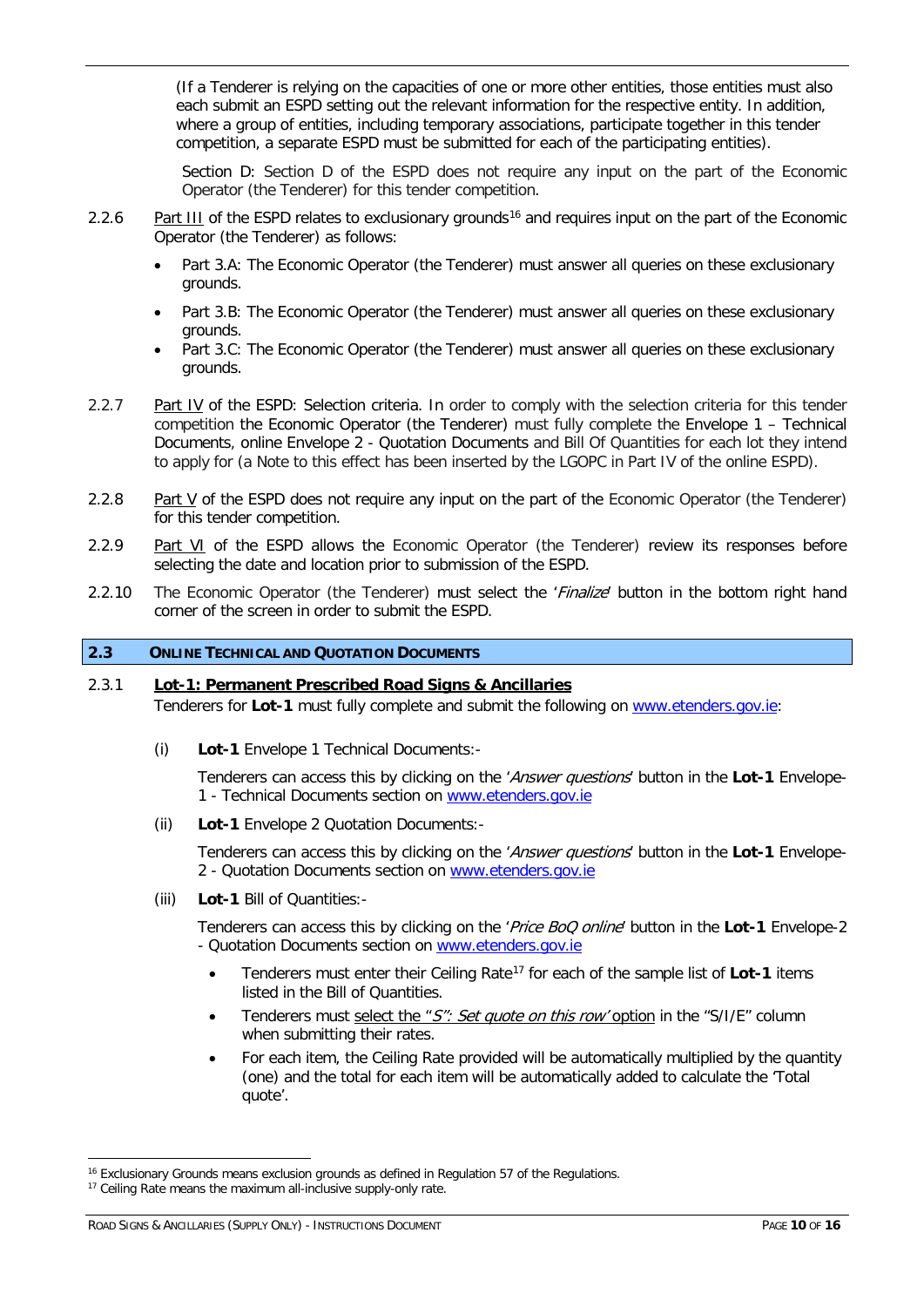(If a Tenderer is relying on the capacities of one or more other entities, those entities must also each submit an ESPD setting out the relevant information for the respective entity. In addition, where a group of entities, including temporary associations, participate together in this tender competition, a separate ESPD must be submitted for each of the participating entities).

Section D: Section D of the ESPD does not require any input on the part of the Economic Operator (the Tenderer) for this tender competition.

2.2.6 Part III of the ESPD relates to exclusionary grounds[16] and requires input on the part of the Economic Operator (the Tenderer) as follows:

- Part 3.A: The Economic Operator (the Tenderer) must answer all queries on these exclusionary grounds.
- Part 3.B: The Economic Operator (the Tenderer) must answer all queries on these exclusionary grounds.
- Part 3.C: The Economic Operator (the Tenderer) must answer all queries on these exclusionary grounds.

2.2.7 Part IV of the ESPD: Selection criteria. In order to comply with the selection criteria for this tender competition the Economic Operator (the Tenderer) must fully complete the Envelope 1 – Technical Documents, online Envelope 2 - Quotation Documents and Bill Of Quantities for each lot they intend to apply for (a Note to this effect has been inserted by the LGOPC in Part IV of the online ESPD).

2.2.8 Part V of the ESPD does not require any input on the part of the Economic Operator (the Tenderer) for this tender competition.

2.2.9 Part VI of the ESPD allows the Economic Operator (the Tenderer) review its responses before selecting the date and location prior to submission of the ESPD.

2.2.10 The Economic Operator (the Tenderer) must select the '*Finalize*' button in the bottom right hand corner of the screen in order to submit the ESPD.

## 2.3 ONLINE TECHNICAL AND QUOTATION DOCUMENTS

2.3.1 **Lot-1: Permanent Prescribed Road Signs & Ancillaries**

Tenderers for **Lot-1** must fully complete and submit the following on www.etenders.gov.ie:

(i) **Lot-1** Envelope 1 Technical Documents:-

Tenderers can access this by clicking on the '*Answer questions*' button in the **Lot-1** Envelope-1 - Technical Documents section on www.etenders.gov.ie

(ii) **Lot-1** Envelope 2 Quotation Documents:-

Tenderers can access this by clicking on the '*Answer questions*' button in the **Lot-1** Envelope-2 - Quotation Documents section on www.etenders.gov.ie

(iii) **Lot-1** Bill of Quantities:-

Tenderers can access this by clicking on the '*Price BoQ online*' button in the **Lot-1** Envelope-2 - Quotation Documents section on www.etenders.gov.ie

- Tenderers must enter their Ceiling Rate[17] for each of the sample list of **Lot-1** items listed in the Bill of Quantities.
- Tenderers must select the "*S": Set quote on this row'* option in the "S/I/E" column when submitting their rates.
- For each item, the Ceiling Rate provided will be automatically multiplied by the quantity (one) and the total for each item will be automatically added to calculate the 'Total quote'.

---

[16] Exclusionary Grounds means exclusion grounds as defined in Regulation 57 of the Regulations.

[17] Ceiling Rate means the maximum all-inclusive supply-only rate.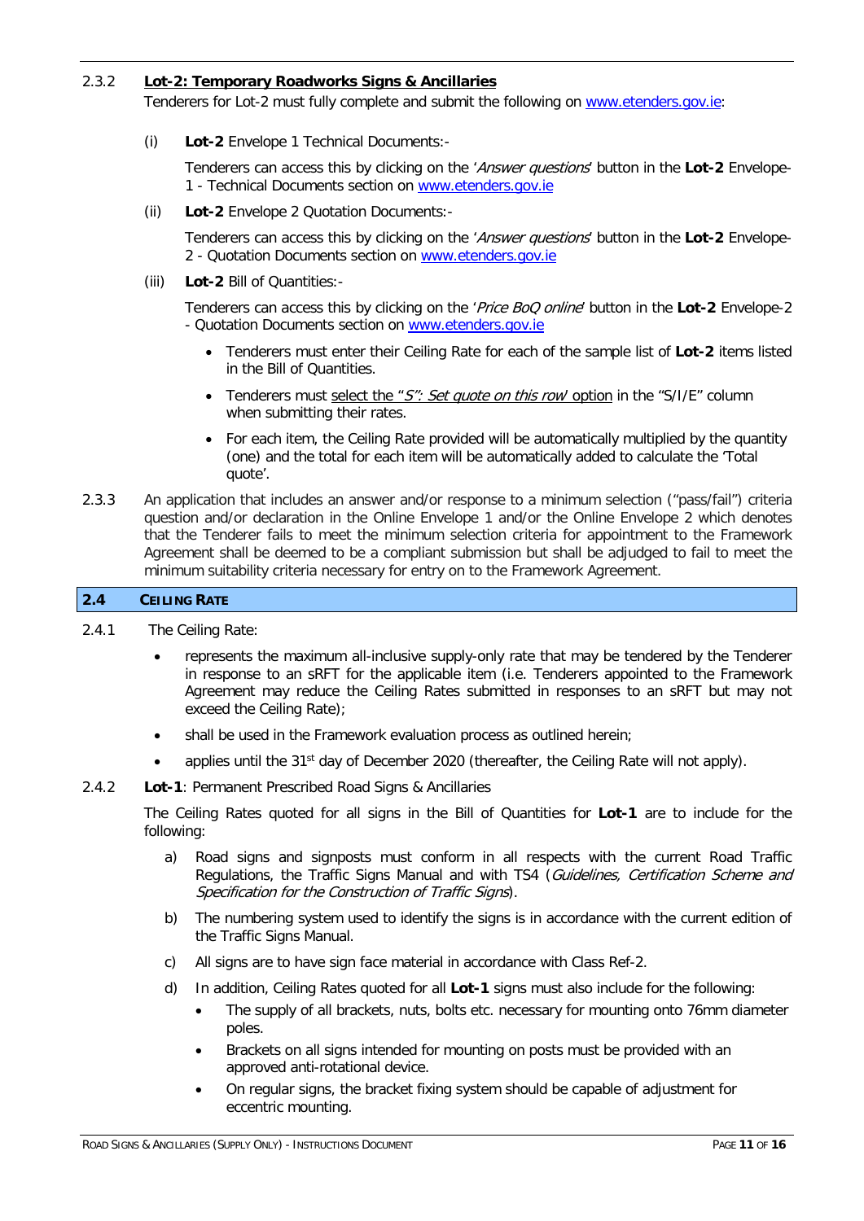2.3.2 **Lot-2: Temporary Roadworks Signs & Ancillaries**

Tenderers for Lot-2 must fully complete and submit the following on [www.etenders.gov.ie](http://www.etenders.gov.ie):

(i) **Lot-2** Envelope 1 Technical Documents:-

Tenderers can access this by clicking on the '*Answer questions*' button in the **Lot-2** Envelope-1 - Technical Documents section on [www.etenders.gov.ie](http://www.etenders.gov.ie)

(ii) **Lot-2** Envelope 2 Quotation Documents:-

Tenderers can access this by clicking on the '*Answer questions*' button in the **Lot-2** Envelope-2 - Quotation Documents section on [www.etenders.gov.ie](http://www.etenders.gov.ie)

(iii) **Lot-2** Bill of Quantities:-

Tenderers can access this by clicking on the '*Price BoQ online*' button in the **Lot-2** Envelope-2 - Quotation Documents section on [www.etenders.gov.ie](http://www.etenders.gov.ie)

- Tenderers must enter their Ceiling Rate for each of the sample list of **Lot-2** items listed in the Bill of Quantities.
- Tenderers must select the "*S": Set quote on this row*" option in the "S/I/E" column when submitting their rates.
- For each item, the Ceiling Rate provided will be automatically multiplied by the quantity (one) and the total for each item will be automatically added to calculate the 'Total quote'.

2.3.3 An application that includes an answer and/or response to a minimum selection ("pass/fail") criteria question and/or declaration in the Online Envelope 1 and/or the Online Envelope 2 which denotes that the Tenderer fails to meet the minimum selection criteria for appointment to the Framework Agreement shall be deemed to be a compliant submission but shall be adjudged to fail to meet the minimum suitability criteria necessary for entry on to the Framework Agreement.

## 2.4 CEILING RATE

2.4.1 The Ceiling Rate:

- represents the maximum all-inclusive supply-only rate that may be tendered by the Tenderer in response to an sRFT for the applicable item (i.e. Tenderers appointed to the Framework Agreement may reduce the Ceiling Rates submitted in responses to an sRFT but may not exceed the Ceiling Rate);
- shall be used in the Framework evaluation process as outlined herein;
- applies until the 31st day of December 2020 (thereafter, the Ceiling Rate will not apply).

2.4.2 **Lot-1**: Permanent Prescribed Road Signs & Ancillaries

The Ceiling Rates quoted for all signs in the Bill of Quantities for **Lot-1** are to include for the following:

a) Road signs and signposts must conform in all respects with the current Road Traffic Regulations, the Traffic Signs Manual and with TS4 (*Guidelines, Certification Scheme and Specification for the Construction of Traffic Signs*).

b) The numbering system used to identify the signs is in accordance with the current edition of the Traffic Signs Manual.

c) All signs are to have sign face material in accordance with Class Ref-2.

d) In addition, Ceiling Rates quoted for all **Lot-1** signs must also include for the following:

- The supply of all brackets, nuts, bolts etc. necessary for mounting onto 76mm diameter poles.
- Brackets on all signs intended for mounting on posts must be provided with an approved anti-rotational device.
- On regular signs, the bracket fixing system should be capable of adjustment for eccentric mounting.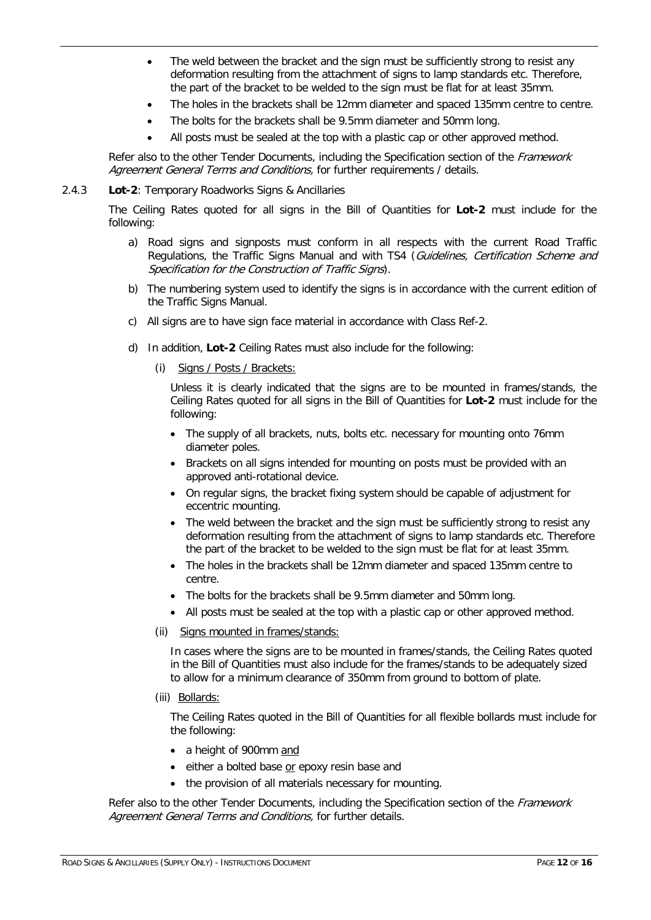- The weld between the bracket and the sign must be sufficiently strong to resist any deformation resulting from the attachment of signs to lamp standards etc. Therefore, the part of the bracket to be welded to the sign must be flat for at least 35mm.
- The holes in the brackets shall be 12mm diameter and spaced 135mm centre to centre.
- The bolts for the brackets shall be 9.5mm diameter and 50mm long.
- All posts must be sealed at the top with a plastic cap or other approved method.

Refer also to the other Tender Documents, including the Specification section of the *Framework Agreement General Terms and Conditions,* for further requirements / details.

2.4.3 **Lot-2**: Temporary Roadworks Signs & Ancillaries

The Ceiling Rates quoted for all signs in the Bill of Quantities for **Lot-2** must include for the following:

a) Road signs and signposts must conform in all respects with the current Road Traffic Regulations, the Traffic Signs Manual and with TS4 (*Guidelines, Certification Scheme and Specification for the Construction of Traffic Signs*).

b) The numbering system used to identify the signs is in accordance with the current edition of the Traffic Signs Manual.

c) All signs are to have sign face material in accordance with Class Ref-2.

d) In addition, **Lot-2** Ceiling Rates must also include for the following:

(i) <u>Signs / Posts / Brackets:</u>

Unless it is clearly indicated that the signs are to be mounted in frames/stands, the Ceiling Rates quoted for all signs in the Bill of Quantities for **Lot-2** must include for the following:

- The supply of all brackets, nuts, bolts etc. necessary for mounting onto 76mm diameter poles.
- Brackets on all signs intended for mounting on posts must be provided with an approved anti-rotational device.
- On regular signs, the bracket fixing system should be capable of adjustment for eccentric mounting.
- The weld between the bracket and the sign must be sufficiently strong to resist any deformation resulting from the attachment of signs to lamp standards etc. Therefore the part of the bracket to be welded to the sign must be flat for at least 35mm.
- The holes in the brackets shall be 12mm diameter and spaced 135mm centre to centre.
- The bolts for the brackets shall be 9.5mm diameter and 50mm long.
- All posts must be sealed at the top with a plastic cap or other approved method.

(ii) <u>Signs mounted in frames/stands:</u>

In cases where the signs are to be mounted in frames/stands, the Ceiling Rates quoted in the Bill of Quantities must also include for the frames/stands to be adequately sized to allow for a minimum clearance of 350mm from ground to bottom of plate.

(iii) <u>Bollards:</u>

The Ceiling Rates quoted in the Bill of Quantities for all flexible bollards must include for the following:

- a height of 900mm <u>and</u>
- either a bolted base <u>or</u> epoxy resin base and
- the provision of all materials necessary for mounting.

Refer also to the other Tender Documents, including the Specification section of the *Framework Agreement General Terms and Conditions,* for further details.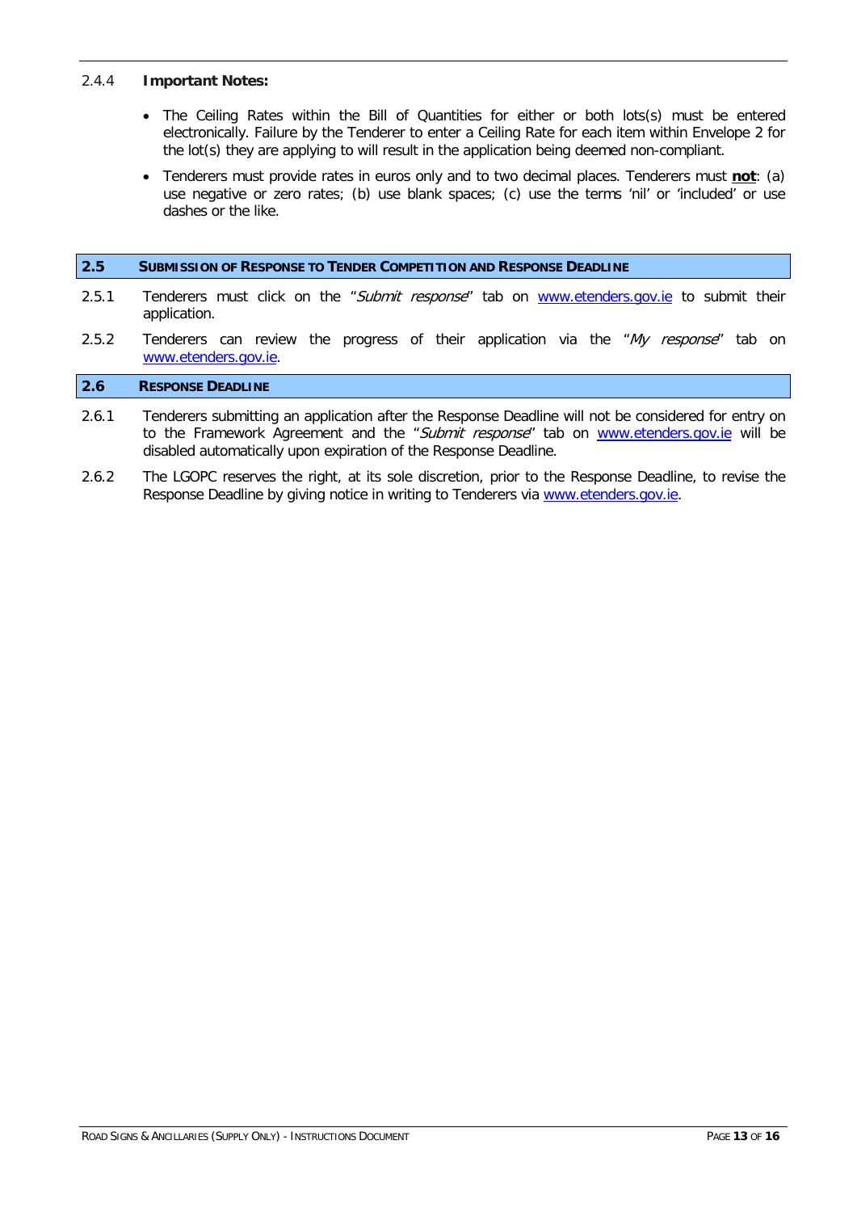2.4.4 **Important Notes:**

- The Ceiling Rates within the Bill of Quantities for either or both lots(s) must be entered electronically. Failure by the Tenderer to enter a Ceiling Rate for each item within Envelope 2 for the lot(s) they are applying to will result in the application being deemed non-compliant.
- Tenderers must provide rates in euros only and to two decimal places. Tenderers must **not**: (a) use negative or zero rates; (b) use blank spaces; (c) use the terms 'nil' or 'included' or use dashes or the like.

## 2.5 SUBMISSION OF RESPONSE TO TENDER COMPETITION AND RESPONSE DEADLINE

2.5.1 Tenderers must click on the "*Submit response*" tab on www.etenders.gov.ie to submit their application.

2.5.2 Tenderers can review the progress of their application via the "*My response*" tab on www.etenders.gov.ie.

## 2.6 RESPONSE DEADLINE

2.6.1 Tenderers submitting an application after the Response Deadline will not be considered for entry on to the Framework Agreement and the "*Submit response*" tab on www.etenders.gov.ie will be disabled automatically upon expiration of the Response Deadline.

2.6.2 The LGOPC reserves the right, at its sole discretion, prior to the Response Deadline, to revise the Response Deadline by giving notice in writing to Tenderers via www.etenders.gov.ie.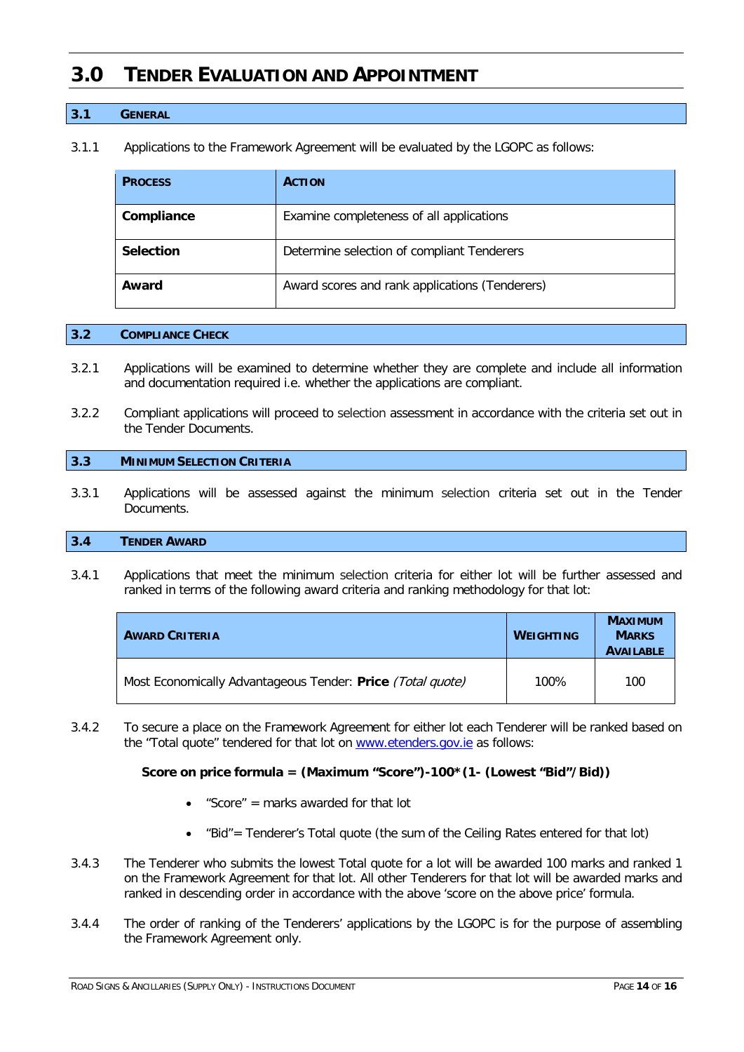# 3.0 Tender Evaluation and Appointment

## 3.1 General

3.1.1 Applications to the Framework Agreement will be evaluated by the LGOPC as follows:

| PROCESS | ACTION |
|---|---|
| **Compliance** | Examine completeness of all applications |
| **Selection** | Determine selection of compliant Tenderers |
| **Award** | Award scores and rank applications (Tenderers) |

## 3.2 Compliance Check

3.2.1 Applications will be examined to determine whether they are complete and include all information and documentation required i.e. whether the applications are compliant.

3.2.2 Compliant applications will proceed to selection assessment in accordance with the criteria set out in the Tender Documents.

## 3.3 Minimum Selection Criteria

3.3.1 Applications will be assessed against the minimum selection criteria set out in the Tender Documents.

## 3.4 Tender Award

3.4.1 Applications that meet the minimum selection criteria for either lot will be further assessed and ranked in terms of the following award criteria and ranking methodology for that lot:

| AWARD CRITERIA | WEIGHTING | MAXIMUM MARKS AVAILABLE |
|---|---|---|
| Most Economically Advantageous Tender: **Price** *(Total quote)* | 100% | 100 |

3.4.2 To secure a place on the Framework Agreement for either lot each Tenderer will be ranked based on the "Total quote" tendered for that lot on [www.etenders.gov.ie](http://www.etenders.gov.ie) as follows:

**Score on price formula = (Maximum "Score")-100*(1- (Lowest "Bid"/Bid))**

- "Score" = marks awarded for that lot
- "Bid"= Tenderer's Total quote (the sum of the Ceiling Rates entered for that lot)

3.4.3 The Tenderer who submits the lowest Total quote for a lot will be awarded 100 marks and ranked 1 on the Framework Agreement for that lot. All other Tenderers for that lot will be awarded marks and ranked in descending order in accordance with the above 'score on the above price' formula.

3.4.4 The order of ranking of the Tenderers' applications by the LGOPC is for the purpose of assembling the Framework Agreement only.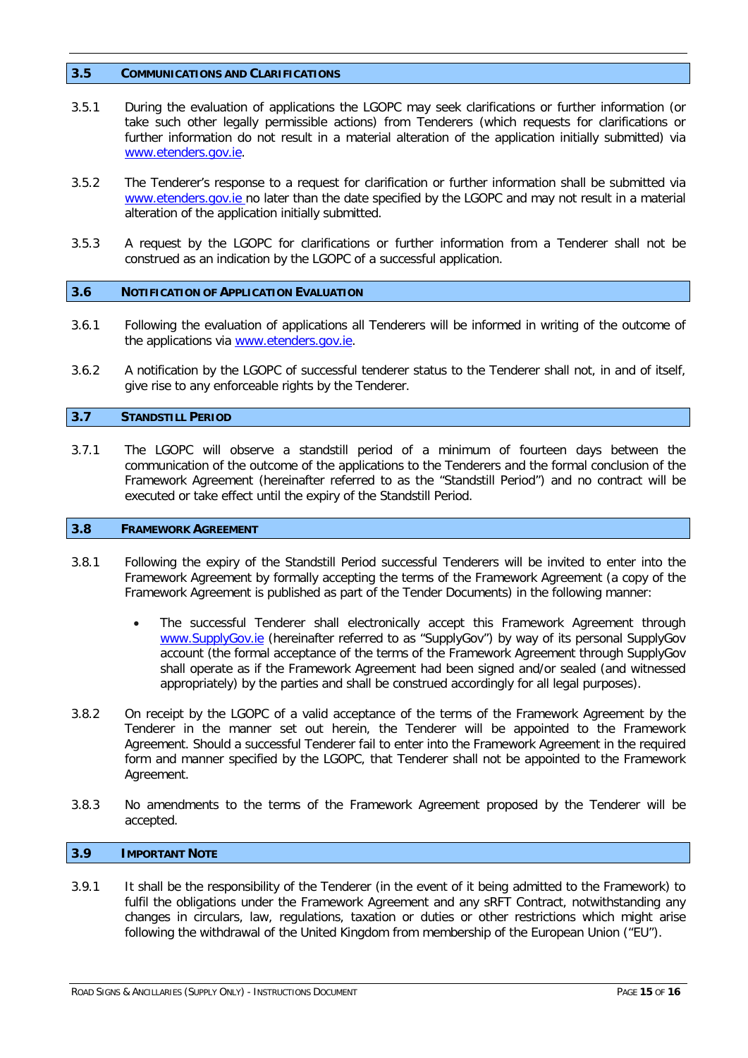## 3.5 Communications and Clarifications

3.5.1 During the evaluation of applications the LGOPC may seek clarifications or further information (or take such other legally permissible actions) from Tenderers (which requests for clarifications or further information do not result in a material alteration of the application initially submitted) via www.etenders.gov.ie.

3.5.2 The Tenderer's response to a request for clarification or further information shall be submitted via www.etenders.gov.ie no later than the date specified by the LGOPC and may not result in a material alteration of the application initially submitted.

3.5.3 A request by the LGOPC for clarifications or further information from a Tenderer shall not be construed as an indication by the LGOPC of a successful application.

## 3.6 Notification of Application Evaluation

3.6.1 Following the evaluation of applications all Tenderers will be informed in writing of the outcome of the applications via www.etenders.gov.ie.

3.6.2 A notification by the LGOPC of successful tenderer status to the Tenderer shall not, in and of itself, give rise to any enforceable rights by the Tenderer.

## 3.7 Standstill Period

3.7.1 The LGOPC will observe a standstill period of a minimum of fourteen days between the communication of the outcome of the applications to the Tenderers and the formal conclusion of the Framework Agreement (hereinafter referred to as the "Standstill Period") and no contract will be executed or take effect until the expiry of the Standstill Period.

## 3.8 Framework Agreement

3.8.1 Following the expiry of the Standstill Period successful Tenderers will be invited to enter into the Framework Agreement by formally accepting the terms of the Framework Agreement (a copy of the Framework Agreement is published as part of the Tender Documents) in the following manner:

- The successful Tenderer shall electronically accept this Framework Agreement through www.SupplyGov.ie (hereinafter referred to as "SupplyGov") by way of its personal SupplyGov account (the formal acceptance of the terms of the Framework Agreement through SupplyGov shall operate as if the Framework Agreement had been signed and/or sealed (and witnessed appropriately) by the parties and shall be construed accordingly for all legal purposes).

3.8.2 On receipt by the LGOPC of a valid acceptance of the terms of the Framework Agreement by the Tenderer in the manner set out herein, the Tenderer will be appointed to the Framework Agreement. Should a successful Tenderer fail to enter into the Framework Agreement in the required form and manner specified by the LGOPC, that Tenderer shall not be appointed to the Framework Agreement.

3.8.3 No amendments to the terms of the Framework Agreement proposed by the Tenderer will be accepted.

## 3.9 Important Note

3.9.1 It shall be the responsibility of the Tenderer (in the event of it being admitted to the Framework) to fulfil the obligations under the Framework Agreement and any sRFT Contract, notwithstanding any changes in circulars, law, regulations, taxation or duties or other restrictions which might arise following the withdrawal of the United Kingdom from membership of the European Union ("EU").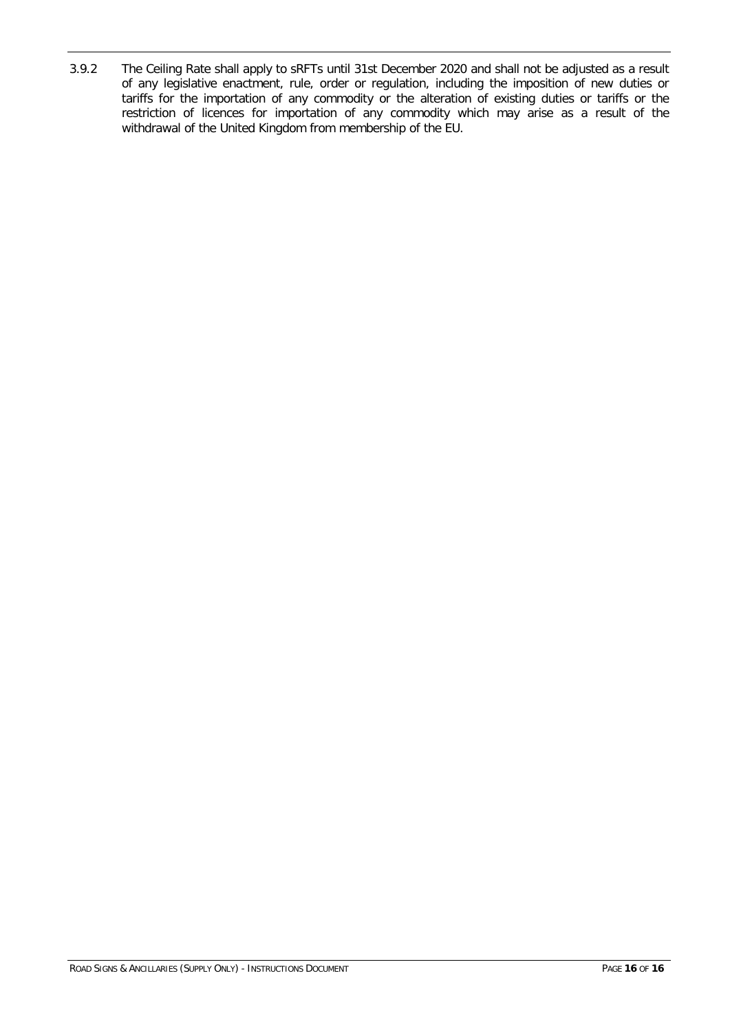3.9.2 The Ceiling Rate shall apply to sRFTs until 31st December 2020 and shall not be adjusted as a result of any legislative enactment, rule, order or regulation, including the imposition of new duties or tariffs for the importation of any commodity or the alteration of existing duties or tariffs or the restriction of licences for importation of any commodity which may arise as a result of the withdrawal of the United Kingdom from membership of the EU.